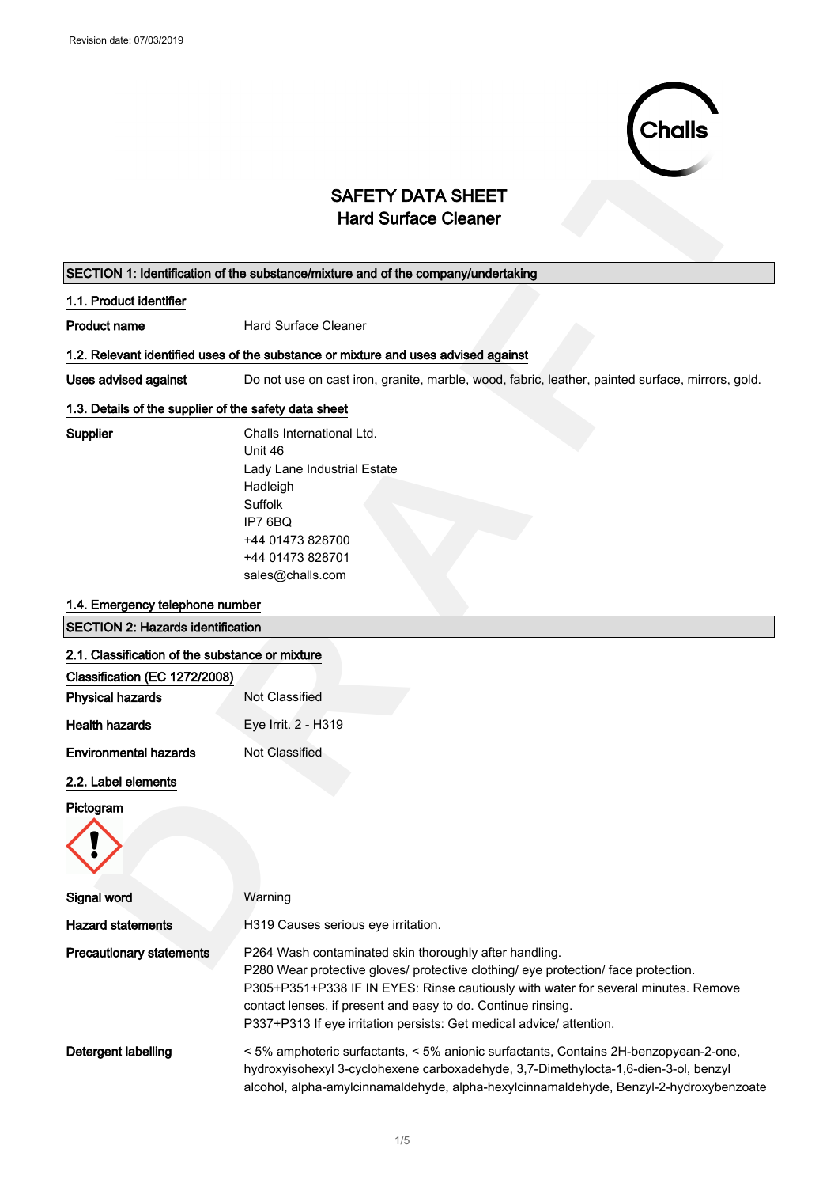Revision date: 07/03/2019

# SAFETY DATA SHEET
## Hard Surface Cleaner

### SECTION 1: Identification of the substance/mixture and of the company/undertaking

**1.1. Product identifier**

**Product name** Hard Surface Cleaner

**1.2. Relevant identified uses of the substance or mixture and uses advised against**

**Uses advised against** Do not use on cast iron, granite, marble, wood, fabric, leather, painted surface, mirrors, gold.

**1.3. Details of the supplier of the safety data sheet**

**Supplier**
Challs International Ltd.
Unit 46
Lady Lane Industrial Estate
Hadleigh
Suffolk
IP7 6BQ
+44 01473 828700
+44 01473 828701
sales@challs.com

**1.4. Emergency telephone number**

### SECTION 2: Hazards identification

**2.1. Classification of the substance or mixture**

**Classification (EC 1272/2008)**

**Physical hazards** Not Classified

**Health hazards** Eye Irrit. 2 - H319

**Environmental hazards** Not Classified

**2.2. Label elements**

**Pictogram**

**Signal word** Warning

**Hazard statements** H319 Causes serious eye irritation.

**Precautionary statements**
P264 Wash contaminated skin thoroughly after handling.
P280 Wear protective gloves/ protective clothing/ eye protection/ face protection.
P305+P351+P338 IF IN EYES: Rinse cautiously with water for several minutes. Remove contact lenses, if present and easy to do. Continue rinsing.
P337+P313 If eye irritation persists: Get medical advice/ attention.

**Detergent labelling** < 5% amphoteric surfactants, < 5% anionic surfactants, Contains 2H-benzopyean-2-one, hydroxyisohexyl 3-cyclohexene carboxadehyde, 3,7-Dimethylocta-1,6-dien-3-ol, benzyl alcohol, alpha-amylcinnamaldehyde, alpha-hexylcinnamaldehyde, Benzyl-2-hydroxybenzoate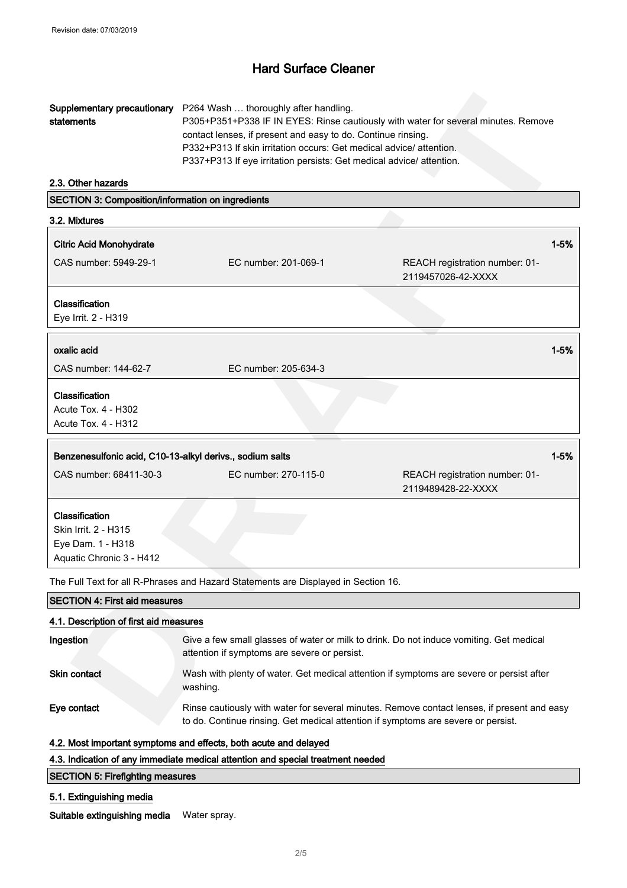# Hard Surface Cleaner

| | |
|---|---|
| **Supplementary precautionary statements** | P264 Wash … thoroughly after handling.<br>P305+P351+P338 IF IN EYES: Rinse cautiously with water for several minutes. Remove contact lenses, if present and easy to do. Continue rinsing.<br>P332+P313 If skin irritation occurs: Get medical advice/ attention.<br>P337+P313 If eye irritation persists: Get medical advice/ attention. |

### 2.3. Other hazards

## SECTION 3: Composition/information on ingredients

### 3.2. Mixtures

**Citric Acid Monohydrate** — 1-5%

CAS number: 5949-29-1 | EC number: 201-069-1 | REACH registration number: 01-2119457026-42-XXXX

**Classification**
Eye Irrit. 2 - H319

**oxalic acid** — 1-5%

CAS number: 144-62-7 | EC number: 205-634-3

**Classification**
Acute Tox. 4 - H302
Acute Tox. 4 - H312

**Benzenesulfonic acid, C10-13-alkyl derivs., sodium salts** — 1-5%

CAS number: 68411-30-3 | EC number: 270-115-0 | REACH registration number: 01-2119489428-22-XXXX

**Classification**
Skin Irrit. 2 - H315
Eye Dam. 1 - H318
Aquatic Chronic 3 - H412

The Full Text for all R-Phrases and Hazard Statements are Displayed in Section 16.

## SECTION 4: First aid measures

### 4.1. Description of first aid measures

| | |
|---|---|
| **Ingestion** | Give a few small glasses of water or milk to drink. Do not induce vomiting. Get medical attention if symptoms are severe or persist. |
| **Skin contact** | Wash with plenty of water. Get medical attention if symptoms are severe or persist after washing. |
| **Eye contact** | Rinse cautiously with water for several minutes. Remove contact lenses, if present and easy to do. Continue rinsing. Get medical attention if symptoms are severe or persist. |

### 4.2. Most important symptoms and effects, both acute and delayed

### 4.3. Indication of any immediate medical attention and special treatment needed

## SECTION 5: Firefighting measures

### 5.1. Extinguishing media

**Suitable extinguishing media** Water spray.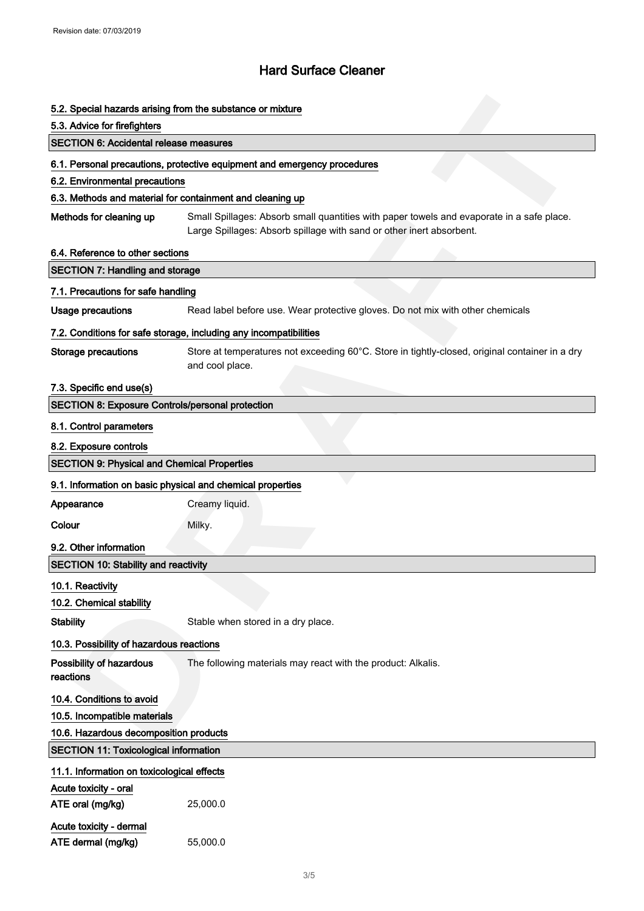# Hard Surface Cleaner

#### 5.2. Special hazards arising from the substance or mixture

#### 5.3. Advice for firefighters

## SECTION 6: Accidental release measures

#### 6.1. Personal precautions, protective equipment and emergency procedures

#### 6.2. Environmental precautions

#### 6.3. Methods and material for containment and cleaning up

**Methods for cleaning up** Small Spillages: Absorb small quantities with paper towels and evaporate in a safe place. Large Spillages: Absorb spillage with sand or other inert absorbent.

#### 6.4. Reference to other sections

## SECTION 7: Handling and storage

#### 7.1. Precautions for safe handling

**Usage precautions** Read label before use. Wear protective gloves. Do not mix with other chemicals

#### 7.2. Conditions for safe storage, including any incompatibilities

**Storage precautions** Store at temperatures not exceeding 60°C. Store in tightly-closed, original container in a dry and cool place.

#### 7.3. Specific end use(s)

## SECTION 8: Exposure Controls/personal protection

#### 8.1. Control parameters

#### 8.2. Exposure controls

## SECTION 9: Physical and Chemical Properties

#### 9.1. Information on basic physical and chemical properties

**Appearance** Creamy liquid.

**Colour** Milky.

#### 9.2. Other information

## SECTION 10: Stability and reactivity

#### 10.1. Reactivity

#### 10.2. Chemical stability

**Stability** Stable when stored in a dry place.

#### 10.3. Possibility of hazardous reactions

**Possibility of hazardous reactions** The following materials may react with the product: Alkalis.

#### 10.4. Conditions to avoid

#### 10.5. Incompatible materials

#### 10.6. Hazardous decomposition products

## SECTION 11: Toxicological information

#### 11.1. Information on toxicological effects

**Acute toxicity - oral**

**ATE oral (mg/kg)** 25,000.0

**Acute toxicity - dermal**

**ATE dermal (mg/kg)** 55,000.0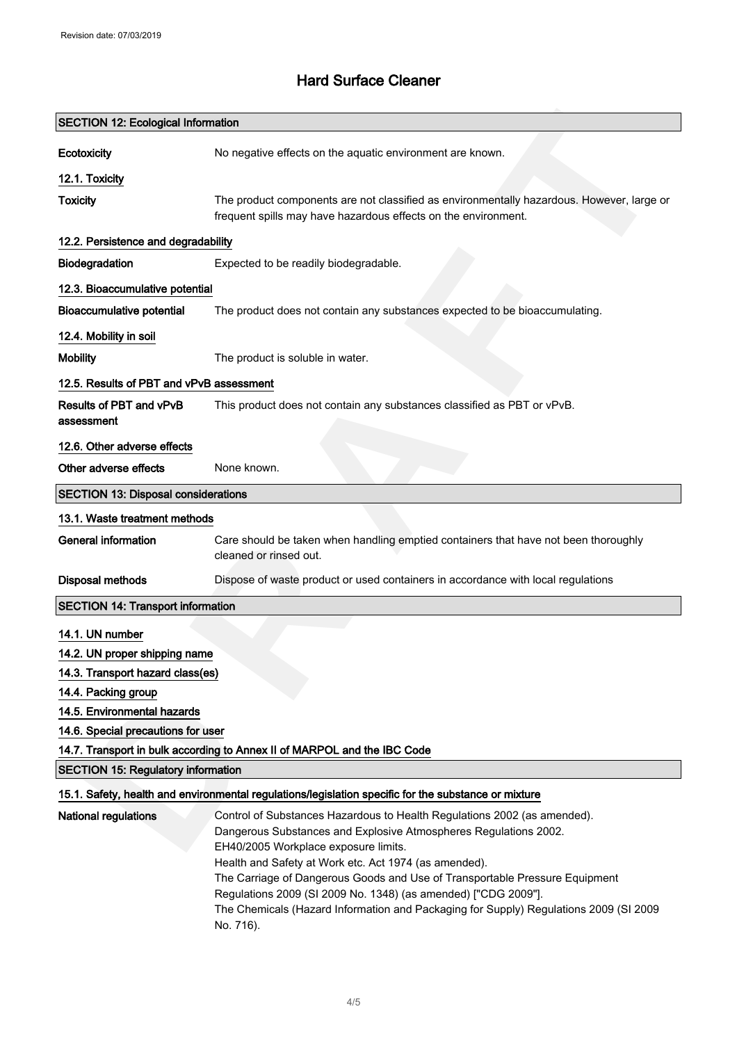## SECTION 12: Ecological Information

**Ecotoxicity** No negative effects on the aquatic environment are known.

### 12.1. Toxicity

**Toxicity** The product components are not classified as environmentally hazardous. However, large or frequent spills may have hazardous effects on the environment.

### 12.2. Persistence and degradability

**Biodegradation** Expected to be readily biodegradable.

### 12.3. Bioaccumulative potential

**Bioaccumulative potential** The product does not contain any substances expected to be bioaccumulating.

### 12.4. Mobility in soil

**Mobility** The product is soluble in water.

### 12.5. Results of PBT and vPvB assessment

**Results of PBT and vPvB assessment** This product does not contain any substances classified as PBT or vPvB.

### 12.6. Other adverse effects

**Other adverse effects** None known.

## SECTION 13: Disposal considerations

### 13.1. Waste treatment methods

**General information** Care should be taken when handling emptied containers that have not been thoroughly cleaned or rinsed out.

**Disposal methods** Dispose of waste product or used containers in accordance with local regulations

## SECTION 14: Transport information

### 14.1. UN number

### 14.2. UN proper shipping name

### 14.3. Transport hazard class(es)

### 14.4. Packing group

### 14.5. Environmental hazards

### 14.6. Special precautions for user

### 14.7. Transport in bulk according to Annex II of MARPOL and the IBC Code

## SECTION 15: Regulatory information

### 15.1. Safety, health and environmental regulations/legislation specific for the substance or mixture

**National regulations** Control of Substances Hazardous to Health Regulations 2002 (as amended).
Dangerous Substances and Explosive Atmospheres Regulations 2002.
EH40/2005 Workplace exposure limits.
Health and Safety at Work etc. Act 1974 (as amended).
The Carriage of Dangerous Goods and Use of Transportable Pressure Equipment Regulations 2009 (SI 2009 No. 1348) (as amended) ["CDG 2009"].
The Chemicals (Hazard Information and Packaging for Supply) Regulations 2009 (SI 2009 No. 716).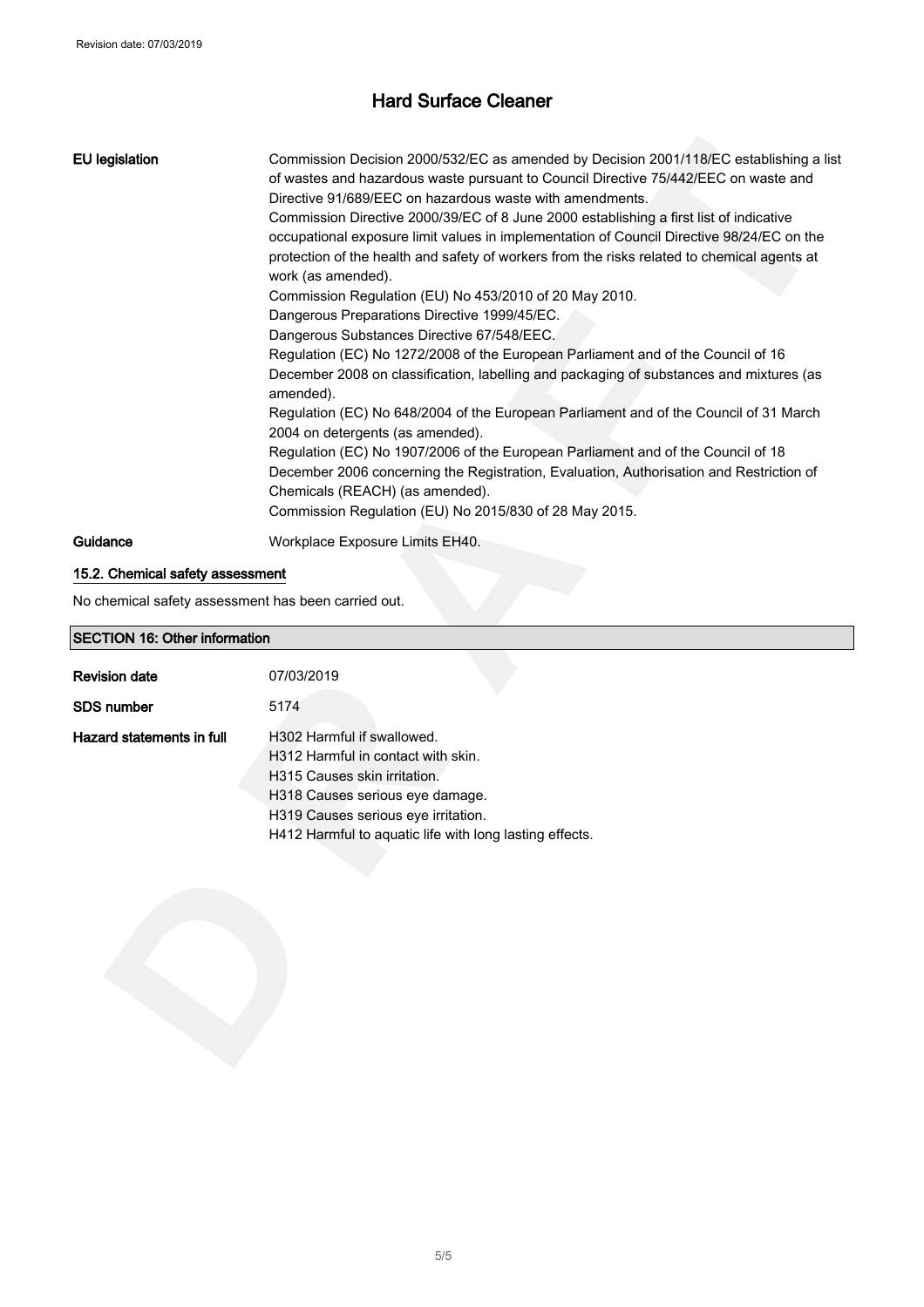# Hard Surface Cleaner

**EU legislation**

Commission Decision 2000/532/EC as amended by Decision 2001/118/EC establishing a list of wastes and hazardous waste pursuant to Council Directive 75/442/EEC on waste and Directive 91/689/EEC on hazardous waste with amendments.
Commission Directive 2000/39/EC of 8 June 2000 establishing a first list of indicative occupational exposure limit values in implementation of Council Directive 98/24/EC on the protection of the health and safety of workers from the risks related to chemical agents at work (as amended).
Commission Regulation (EU) No 453/2010 of 20 May 2010.
Dangerous Preparations Directive 1999/45/EC.
Dangerous Substances Directive 67/548/EEC.
Regulation (EC) No 1272/2008 of the European Parliament and of the Council of 16 December 2008 on classification, labelling and packaging of substances and mixtures (as amended).
Regulation (EC) No 648/2004 of the European Parliament and of the Council of 31 March 2004 on detergents (as amended).
Regulation (EC) No 1907/2006 of the European Parliament and of the Council of 18 December 2006 concerning the Registration, Evaluation, Authorisation and Restriction of Chemicals (REACH) (as amended).
Commission Regulation (EU) No 2015/830 of 28 May 2015.

**Guidance**

Workplace Exposure Limits EH40.

## 15.2. Chemical safety assessment

No chemical safety assessment has been carried out.

## SECTION 16: Other information

**Revision date** 07/03/2019

**SDS number** 5174

**Hazard statements in full**

H302 Harmful if swallowed.
H312 Harmful in contact with skin.
H315 Causes skin irritation.
H318 Causes serious eye damage.
H319 Causes serious eye irritation.
H412 Harmful to aquatic life with long lasting effects.